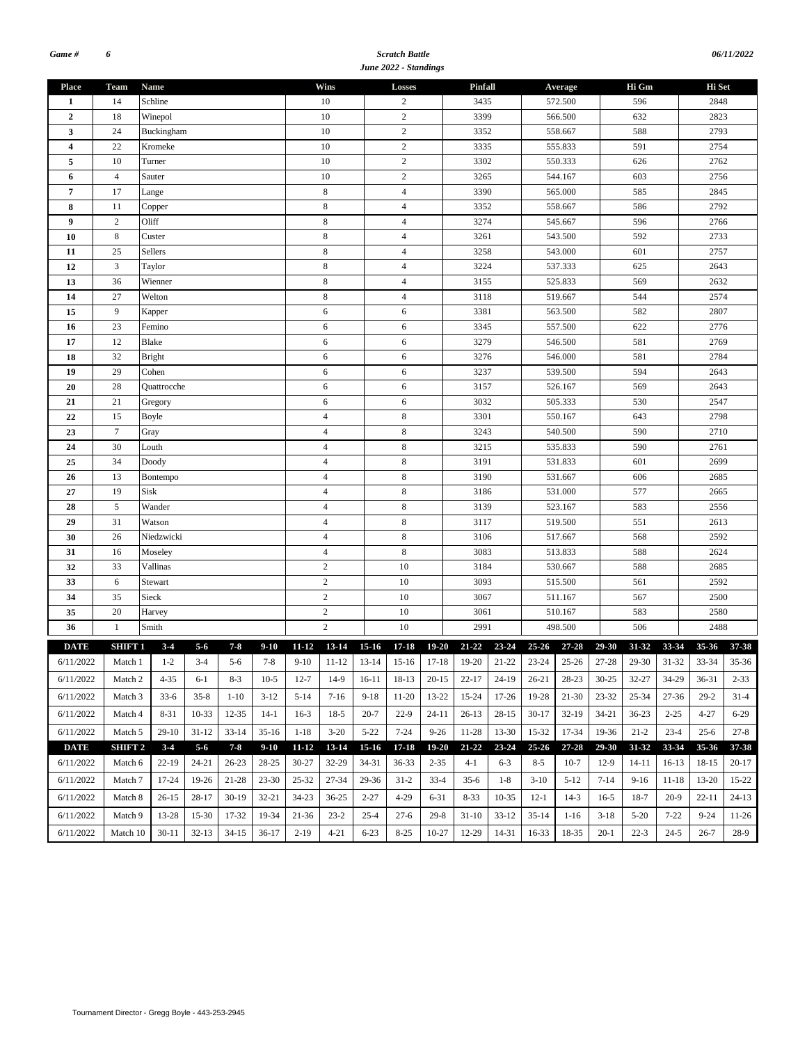**Game #** 6 **Scratch Battle** **06/11/2022**

***June 2022 - Standings***

| Place | Team | Name | Wins | Losses | Pinfall | Average | Hi Gm | Hi Set |
|---|---|---|---|---|---|---|---|---|
| 1 | 14 | Schline | 10 | 2 | 3435 | 572.500 | 596 | 2848 |
| 2 | 18 | Winepol | 10 | 2 | 3399 | 566.500 | 632 | 2823 |
| 3 | 24 | Buckingham | 10 | 2 | 3352 | 558.667 | 588 | 2793 |
| 4 | 22 | Kromeke | 10 | 2 | 3335 | 555.833 | 591 | 2754 |
| 5 | 10 | Turner | 10 | 2 | 3302 | 550.333 | 626 | 2762 |
| 6 | 4 | Sauter | 10 | 2 | 3265 | 544.167 | 603 | 2756 |
| 7 | 17 | Lange | 8 | 4 | 3390 | 565.000 | 585 | 2845 |
| 8 | 11 | Copper | 8 | 4 | 3352 | 558.667 | 586 | 2792 |
| 9 | 2 | Oliff | 8 | 4 | 3274 | 545.667 | 596 | 2766 |
| 10 | 8 | Custer | 8 | 4 | 3261 | 543.500 | 592 | 2733 |
| 11 | 25 | Sellers | 8 | 4 | 3258 | 543.000 | 601 | 2757 |
| 12 | 3 | Taylor | 8 | 4 | 3224 | 537.333 | 625 | 2643 |
| 13 | 36 | Wienner | 8 | 4 | 3155 | 525.833 | 569 | 2632 |
| 14 | 27 | Welton | 8 | 4 | 3118 | 519.667 | 544 | 2574 |
| 15 | 9 | Kapper | 6 | 6 | 3381 | 563.500 | 582 | 2807 |
| 16 | 23 | Femino | 6 | 6 | 3345 | 557.500 | 622 | 2776 |
| 17 | 12 | Blake | 6 | 6 | 3279 | 546.500 | 581 | 2769 |
| 18 | 32 | Bright | 6 | 6 | 3276 | 546.000 | 581 | 2784 |
| 19 | 29 | Cohen | 6 | 6 | 3237 | 539.500 | 594 | 2643 |
| 20 | 28 | Quattrocche | 6 | 6 | 3157 | 526.167 | 569 | 2643 |
| 21 | 21 | Gregory | 6 | 6 | 3032 | 505.333 | 530 | 2547 |
| 22 | 15 | Boyle | 4 | 8 | 3301 | 550.167 | 643 | 2798 |
| 23 | 7 | Gray | 4 | 8 | 3243 | 540.500 | 590 | 2710 |
| 24 | 30 | Louth | 4 | 8 | 3215 | 535.833 | 590 | 2761 |
| 25 | 34 | Doody | 4 | 8 | 3191 | 531.833 | 601 | 2699 |
| 26 | 13 | Bontempo | 4 | 8 | 3190 | 531.667 | 606 | 2685 |
| 27 | 19 | Sisk | 4 | 8 | 3186 | 531.000 | 577 | 2665 |
| 28 | 5 | Wander | 4 | 8 | 3139 | 523.167 | 583 | 2556 |
| 29 | 31 | Watson | 4 | 8 | 3117 | 519.500 | 551 | 2613 |
| 30 | 26 | Niedzwicki | 4 | 8 | 3106 | 517.667 | 568 | 2592 |
| 31 | 16 | Moseley | 4 | 8 | 3083 | 513.833 | 588 | 2624 |
| 32 | 33 | Vallinas | 2 | 10 | 3184 | 530.667 | 588 | 2685 |
| 33 | 6 | Stewart | 2 | 10 | 3093 | 515.500 | 561 | 2592 |
| 34 | 35 | Sieck | 2 | 10 | 3067 | 511.167 | 567 | 2500 |
| 35 | 20 | Harvey | 2 | 10 | 3061 | 510.167 | 583 | 2580 |
| 36 | 1 | Smith | 2 | 10 | 2991 | 498.500 | 506 | 2488 |

| DATE | SHIFT 1 | 3-4 | 5-6 | 7-8 | 9-10 | 11-12 | 13-14 | 15-16 | 17-18 | 19-20 | 21-22 | 23-24 | 25-26 | 27-28 | 29-30 | 31-32 | 33-34 | 35-36 | 37-38 |
|---|---|---|---|---|---|---|---|---|---|---|---|---|---|---|---|---|---|---|---|
| 6/11/2022 | Match 1 | 1-2 | 3-4 | 5-6 | 7-8 | 9-10 | 11-12 | 13-14 | 15-16 | 17-18 | 19-20 | 21-22 | 23-24 | 25-26 | 27-28 | 29-30 | 31-32 | 33-34 | 35-36 |
| 6/11/2022 | Match 2 | 4-35 | 6-1 | 8-3 | 10-5 | 12-7 | 14-9 | 16-11 | 18-13 | 20-15 | 22-17 | 24-19 | 26-21 | 28-23 | 30-25 | 32-27 | 34-29 | 36-31 | 2-33 |
| 6/11/2022 | Match 3 | 33-6 | 35-8 | 1-10 | 3-12 | 5-14 | 7-16 | 9-18 | 11-20 | 13-22 | 15-24 | 17-26 | 19-28 | 21-30 | 23-32 | 25-34 | 27-36 | 29-2 | 31-4 |
| 6/11/2022 | Match 4 | 8-31 | 10-33 | 12-35 | 14-1 | 16-3 | 18-5 | 20-7 | 22-9 | 24-11 | 26-13 | 28-15 | 30-17 | 32-19 | 34-21 | 36-23 | 2-25 | 4-27 | 6-29 |
| 6/11/2022 | Match 5 | 29-10 | 31-12 | 33-14 | 35-16 | 1-18 | 3-20 | 5-22 | 7-24 | 9-26 | 11-28 | 13-30 | 15-32 | 17-34 | 19-36 | 21-2 | 23-4 | 25-6 | 27-8 |
| **DATE** | **SHIFT 2** | **3-4** | **5-6** | **7-8** | **9-10** | **11-12** | **13-14** | **15-16** | **17-18** | **19-20** | **21-22** | **23-24** | **25-26** | **27-28** | **29-30** | **31-32** | **33-34** | **35-36** | **37-38** |
| 6/11/2022 | Match 6 | 22-19 | 24-21 | 26-23 | 28-25 | 30-27 | 32-29 | 34-31 | 36-33 | 2-35 | 4-1 | 6-3 | 8-5 | 10-7 | 12-9 | 14-11 | 16-13 | 18-15 | 20-17 |
| 6/11/2022 | Match 7 | 17-24 | 19-26 | 21-28 | 23-30 | 25-32 | 27-34 | 29-36 | 31-2 | 33-4 | 35-6 | 1-8 | 3-10 | 5-12 | 7-14 | 9-16 | 11-18 | 13-20 | 15-22 |
| 6/11/2022 | Match 8 | 26-15 | 28-17 | 30-19 | 32-21 | 34-23 | 36-25 | 2-27 | 4-29 | 6-31 | 8-33 | 10-35 | 12-1 | 14-3 | 16-5 | 18-7 | 20-9 | 22-11 | 24-13 |
| 6/11/2022 | Match 9 | 13-28 | 15-30 | 17-32 | 19-34 | 21-36 | 23-2 | 25-4 | 27-6 | 29-8 | 31-10 | 33-12 | 35-14 | 1-16 | 3-18 | 5-20 | 7-22 | 9-24 | 11-26 |
| 6/11/2022 | Match 10 | 30-11 | 32-13 | 34-15 | 36-17 | 2-19 | 4-21 | 6-23 | 8-25 | 10-27 | 12-29 | 14-31 | 16-33 | 18-35 | 20-1 | 22-3 | 24-5 | 26-7 | 28-9 |

Tournament Director - Gregg Boyle - 443-253-2945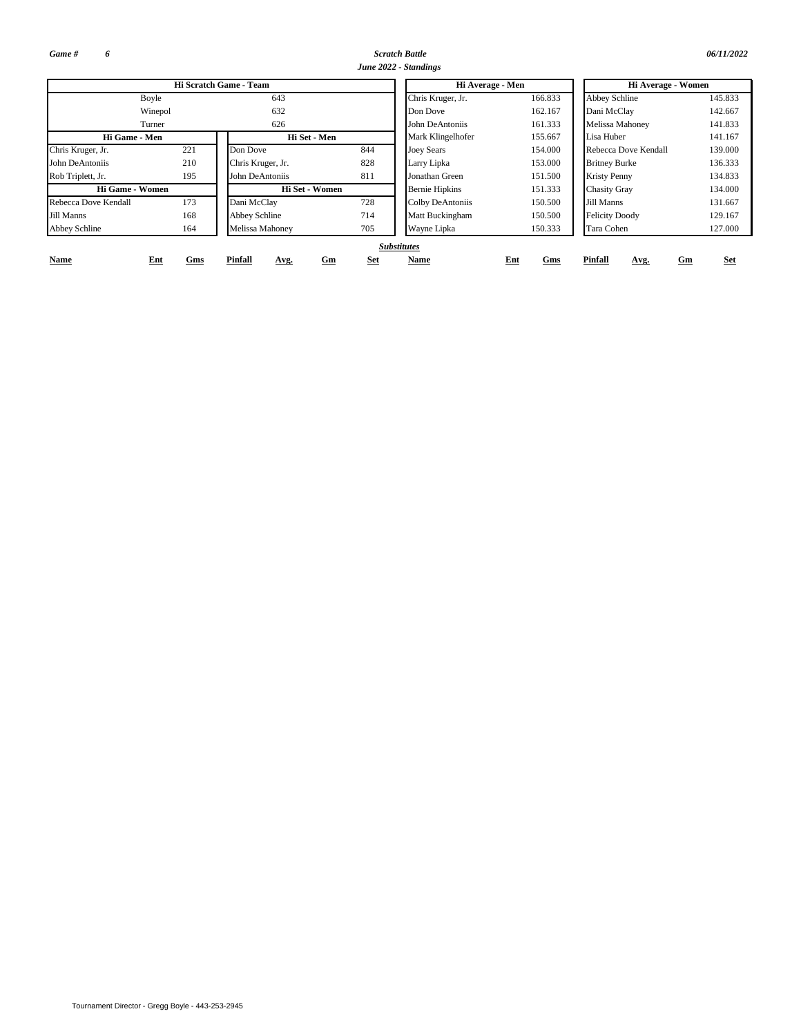*Game #* *6*

***Scratch Battle***

***June 2022 - Standings***

*06/11/2022*

| Hi Scratch Game - Team | |
|---|---|
| Boyle | 643 |
| Winepol | 632 |
| Turner | 626 |

| Hi Game - Men | |
|---|---|
| Chris Kruger, Jr. | 221 |
| John DeAntoniis | 210 |
| Rob Triplett, Jr. | 195 |

| Hi Game - Women | |
|---|---|
| Rebecca Dove Kendall | 173 |
| Jill Manns | 168 |
| Abbey Schline | 164 |

| Hi Set - Men | |
|---|---|
| Don Dove | 844 |
| Chris Kruger, Jr. | 828 |
| John DeAntoniis | 811 |

| Hi Set - Women | |
|---|---|
| Dani McClay | 728 |
| Abbey Schline | 714 |
| Melissa Mahoney | 705 |

| Hi Average - Men | |
|---|---|
| Chris Kruger, Jr. | 166.833 |
| Don Dove | 162.167 |
| John DeAntoniis | 161.333 |
| Mark Klingelhofer | 155.667 |
| Joey Sears | 154.000 |
| Larry Lipka | 153.000 |
| Jonathan Green | 151.500 |
| Bernie Hipkins | 151.333 |
| Colby DeAntoniis | 150.500 |
| Matt Buckingham | 150.500 |
| Wayne Lipka | 150.333 |

| Hi Average - Women | |
|---|---|
| Abbey Schline | 145.833 |
| Dani McClay | 142.667 |
| Melissa Mahoney | 141.833 |
| Lisa Huber | 141.167 |
| Rebecca Dove Kendall | 139.000 |
| Britney Burke | 136.333 |
| Kristy Penny | 134.833 |
| Chasity Gray | 134.000 |
| Jill Manns | 131.667 |
| Felicity Doody | 129.167 |
| Tara Cohen | 127.000 |

***Substitutes***

| Name | Ent | Gms | Pinfall | Avg. | Gm | Set | Name | Ent | Gms | Pinfall | Avg. | Gm | Set |
|---|---|---|---|---|---|---|---|---|---|---|---|---|---|

Tournament Director - Gregg Boyle - 443-253-2945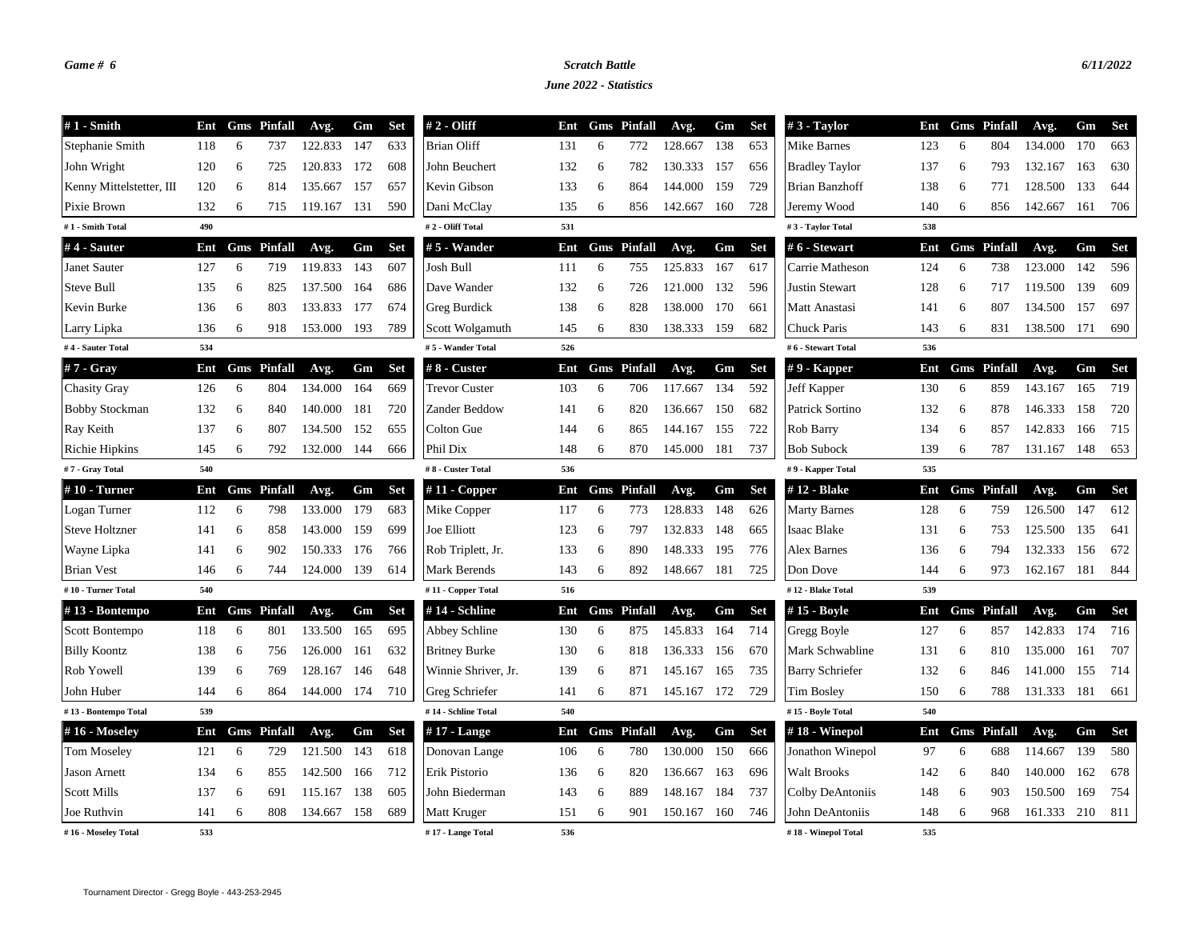*Game # 6* | *Scratch Battle* | *6/11/2022*

*June 2022 - Statistics*

| # 1 - Smith | Ent | Gms | Pinfall | Avg. | Gm | Set |
|---|---|---|---|---|---|---|
| Stephanie Smith | 118 | 6 | 737 | 122.833 | 147 | 633 |
| John Wright | 120 | 6 | 725 | 120.833 | 172 | 608 |
| Kenny Mittelstetter, III | 120 | 6 | 814 | 135.667 | 157 | 657 |
| Pixie Brown | 132 | 6 | 715 | 119.167 | 131 | 590 |
| # 1 - Smith Total | 490 | | | | | |

| # 2 - Oliff | Ent | Gms | Pinfall | Avg. | Gm | Set |
|---|---|---|---|---|---|---|
| Brian Oliff | 131 | 6 | 772 | 128.667 | 138 | 653 |
| John Beuchert | 132 | 6 | 782 | 130.333 | 157 | 656 |
| Kevin Gibson | 133 | 6 | 864 | 144.000 | 159 | 729 |
| Dani McClay | 135 | 6 | 856 | 142.667 | 160 | 728 |
| # 2 - Oliff Total | 531 | | | | | |

| # 3 - Taylor | Ent | Gms | Pinfall | Avg. | Gm | Set |
|---|---|---|---|---|---|---|
| Mike Barnes | 123 | 6 | 804 | 134.000 | 170 | 663 |
| Bradley Taylor | 137 | 6 | 793 | 132.167 | 163 | 630 |
| Brian Banzhoff | 138 | 6 | 771 | 128.500 | 133 | 644 |
| Jeremy Wood | 140 | 6 | 856 | 142.667 | 161 | 706 |
| # 3 - Taylor Total | 538 | | | | | |

| # 4 - Sauter | Ent | Gms | Pinfall | Avg. | Gm | Set |
|---|---|---|---|---|---|---|
| Janet Sauter | 127 | 6 | 719 | 119.833 | 143 | 607 |
| Steve Bull | 135 | 6 | 825 | 137.500 | 164 | 686 |
| Kevin Burke | 136 | 6 | 803 | 133.833 | 177 | 674 |
| Larry Lipka | 136 | 6 | 918 | 153.000 | 193 | 789 |
| # 4 - Sauter Total | 534 | | | | | |

| # 5 - Wander | Ent | Gms | Pinfall | Avg. | Gm | Set |
|---|---|---|---|---|---|---|
| Josh Bull | 111 | 6 | 755 | 125.833 | 167 | 617 |
| Dave Wander | 132 | 6 | 726 | 121.000 | 132 | 596 |
| Greg Burdick | 138 | 6 | 828 | 138.000 | 170 | 661 |
| Scott Wolgamuth | 145 | 6 | 830 | 138.333 | 159 | 682 |
| # 5 - Wander Total | 526 | | | | | |

| # 6 - Stewart | Ent | Gms | Pinfall | Avg. | Gm | Set |
|---|---|---|---|---|---|---|
| Carrie Matheson | 124 | 6 | 738 | 123.000 | 142 | 596 |
| Justin Stewart | 128 | 6 | 717 | 119.500 | 139 | 609 |
| Matt Anastasi | 141 | 6 | 807 | 134.500 | 157 | 697 |
| Chuck Paris | 143 | 6 | 831 | 138.500 | 171 | 690 |
| # 6 - Stewart Total | 536 | | | | | |

| # 7 - Gray | Ent | Gms | Pinfall | Avg. | Gm | Set |
|---|---|---|---|---|---|---|
| Chasity Gray | 126 | 6 | 804 | 134.000 | 164 | 669 |
| Bobby Stockman | 132 | 6 | 840 | 140.000 | 181 | 720 |
| Ray Keith | 137 | 6 | 807 | 134.500 | 152 | 655 |
| Richie Hipkins | 145 | 6 | 792 | 132.000 | 144 | 666 |
| # 7 - Gray Total | 540 | | | | | |

| # 8 - Custer | Ent | Gms | Pinfall | Avg. | Gm | Set |
|---|---|---|---|---|---|---|
| Trevor Custer | 103 | 6 | 706 | 117.667 | 134 | 592 |
| Zander Beddow | 141 | 6 | 820 | 136.667 | 150 | 682 |
| Colton Gue | 144 | 6 | 865 | 144.167 | 155 | 722 |
| Phil Dix | 148 | 6 | 870 | 145.000 | 181 | 737 |
| # 8 - Custer Total | 536 | | | | | |

| # 9 - Kapper | Ent | Gms | Pinfall | Avg. | Gm | Set |
|---|---|---|---|---|---|---|
| Jeff Kapper | 130 | 6 | 859 | 143.167 | 165 | 719 |
| Patrick Sortino | 132 | 6 | 878 | 146.333 | 158 | 720 |
| Rob Barry | 134 | 6 | 857 | 142.833 | 166 | 715 |
| Bob Subock | 139 | 6 | 787 | 131.167 | 148 | 653 |
| # 9 - Kapper Total | 535 | | | | | |

| # 10 - Turner | Ent | Gms | Pinfall | Avg. | Gm | Set |
|---|---|---|---|---|---|---|
| Logan Turner | 112 | 6 | 798 | 133.000 | 179 | 683 |
| Steve Holtzner | 141 | 6 | 858 | 143.000 | 159 | 699 |
| Wayne Lipka | 141 | 6 | 902 | 150.333 | 176 | 766 |
| Brian Vest | 146 | 6 | 744 | 124.000 | 139 | 614 |
| # 10 - Turner Total | 540 | | | | | |

| # 11 - Copper | Ent | Gms | Pinfall | Avg. | Gm | Set |
|---|---|---|---|---|---|---|
| Mike Copper | 117 | 6 | 773 | 128.833 | 148 | 626 |
| Joe Elliott | 123 | 6 | 797 | 132.833 | 148 | 665 |
| Rob Triplett, Jr. | 133 | 6 | 890 | 148.333 | 195 | 776 |
| Mark Berends | 143 | 6 | 892 | 148.667 | 181 | 725 |
| # 11 - Copper Total | 516 | | | | | |

| # 12 - Blake | Ent | Gms | Pinfall | Avg. | Gm | Set |
|---|---|---|---|---|---|---|
| Marty Barnes | 128 | 6 | 759 | 126.500 | 147 | 612 |
| Isaac Blake | 131 | 6 | 753 | 125.500 | 135 | 641 |
| Alex Barnes | 136 | 6 | 794 | 132.333 | 156 | 672 |
| Don Dove | 144 | 6 | 973 | 162.167 | 181 | 844 |
| # 12 - Blake Total | 539 | | | | | |

| # 13 - Bontempo | Ent | Gms | Pinfall | Avg. | Gm | Set |
|---|---|---|---|---|---|---|
| Scott Bontempo | 118 | 6 | 801 | 133.500 | 165 | 695 |
| Billy Koontz | 138 | 6 | 756 | 126.000 | 161 | 632 |
| Rob Yowell | 139 | 6 | 769 | 128.167 | 146 | 648 |
| John Huber | 144 | 6 | 864 | 144.000 | 174 | 710 |
| # 13 - Bontempo Total | 539 | | | | | |

| # 14 - Schline | Ent | Gms | Pinfall | Avg. | Gm | Set |
|---|---|---|---|---|---|---|
| Abbey Schline | 130 | 6 | 875 | 145.833 | 164 | 714 |
| Britney Burke | 130 | 6 | 818 | 136.333 | 156 | 670 |
| Winnie Shriver, Jr. | 139 | 6 | 871 | 145.167 | 165 | 735 |
| Greg Schriefer | 141 | 6 | 871 | 145.167 | 172 | 729 |
| # 14 - Schline Total | 540 | | | | | |

| # 15 - Boyle | Ent | Gms | Pinfall | Avg. | Gm | Set |
|---|---|---|---|---|---|---|
| Gregg Boyle | 127 | 6 | 857 | 142.833 | 174 | 716 |
| Mark Schwabline | 131 | 6 | 810 | 135.000 | 161 | 707 |
| Barry Schriefer | 132 | 6 | 846 | 141.000 | 155 | 714 |
| Tim Bosley | 150 | 6 | 788 | 131.333 | 181 | 661 |
| # 15 - Boyle Total | 540 | | | | | |

| # 16 - Moseley | Ent | Gms | Pinfall | Avg. | Gm | Set |
|---|---|---|---|---|---|---|
| Tom Moseley | 121 | 6 | 729 | 121.500 | 143 | 618 |
| Jason Arnett | 134 | 6 | 855 | 142.500 | 166 | 712 |
| Scott Mills | 137 | 6 | 691 | 115.167 | 138 | 605 |
| Joe Ruthvin | 141 | 6 | 808 | 134.667 | 158 | 689 |
| # 16 - Moseley Total | 533 | | | | | |

| # 17 - Lange | Ent | Gms | Pinfall | Avg. | Gm | Set |
|---|---|---|---|---|---|---|
| Donovan Lange | 106 | 6 | 780 | 130.000 | 150 | 666 |
| Erik Pistorio | 136 | 6 | 820 | 136.667 | 163 | 696 |
| John Biederman | 143 | 6 | 889 | 148.167 | 184 | 737 |
| Matt Kruger | 151 | 6 | 901 | 150.167 | 160 | 746 |
| # 17 - Lange Total | 536 | | | | | |

| # 18 - Winepol | Ent | Gms | Pinfall | Avg. | Gm | Set |
|---|---|---|---|---|---|---|
| Jonathon Winepol | 97 | 6 | 688 | 114.667 | 139 | 580 |
| Walt Brooks | 142 | 6 | 840 | 140.000 | 162 | 678 |
| Colby DeAntoniis | 148 | 6 | 903 | 150.500 | 169 | 754 |
| John DeAntoniis | 148 | 6 | 968 | 161.333 | 210 | 811 |
| # 18 - Winepol Total | 535 | | | | | |

Tournament Director - Gregg Boyle - 443-253-2945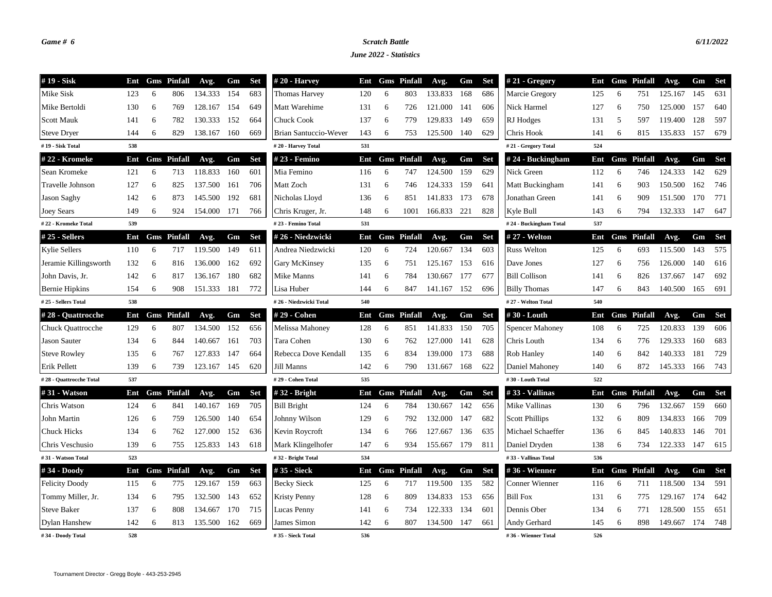*Game # 6*

***Scratch Battle***

***June 2022 - Statistics***

*6/11/2022*

| # 19 - Sisk | Ent | Gms | Pinfall | Avg. | Gm | Set |
|---|---|---|---|---|---|---|
| Mike Sisk | 123 | 6 | 806 | 134.333 | 154 | 683 |
| Mike Bertoldi | 130 | 6 | 769 | 128.167 | 154 | 649 |
| Scott Mauk | 141 | 6 | 782 | 130.333 | 152 | 664 |
| Steve Dryer | 144 | 6 | 829 | 138.167 | 160 | 669 |
| # 19 - Sisk Total | 538 | | | | | |

| # 20 - Harvey | Ent | Gms | Pinfall | Avg. | Gm | Set |
|---|---|---|---|---|---|---|
| Thomas Harvey | 120 | 6 | 803 | 133.833 | 168 | 686 |
| Matt Warehime | 131 | 6 | 726 | 121.000 | 141 | 606 |
| Chuck Cook | 137 | 6 | 779 | 129.833 | 149 | 659 |
| Brian Santuccio-Wever | 143 | 6 | 753 | 125.500 | 140 | 629 |
| # 20 - Harvey Total | 531 | | | | | |

| # 21 - Gregory | Ent | Gms | Pinfall | Avg. | Gm | Set |
|---|---|---|---|---|---|---|
| Marcie Gregory | 125 | 6 | 751 | 125.167 | 145 | 631 |
| Nick Harmel | 127 | 6 | 750 | 125.000 | 157 | 640 |
| RJ Hodges | 131 | 5 | 597 | 119.400 | 128 | 597 |
| Chris Hook | 141 | 6 | 815 | 135.833 | 157 | 679 |
| # 21 - Gregory Total | 524 | | | | | |

| # 22 - Kromeke | Ent | Gms | Pinfall | Avg. | Gm | Set |
|---|---|---|---|---|---|---|
| Sean Kromeke | 121 | 6 | 713 | 118.833 | 160 | 601 |
| Travelle Johnson | 127 | 6 | 825 | 137.500 | 161 | 706 |
| Jason Saghy | 142 | 6 | 873 | 145.500 | 192 | 681 |
| Joey Sears | 149 | 6 | 924 | 154.000 | 171 | 766 |
| # 22 - Kromeke Total | 539 | | | | | |

| # 23 - Femino | Ent | Gms | Pinfall | Avg. | Gm | Set |
|---|---|---|---|---|---|---|
| Mia Femino | 116 | 6 | 747 | 124.500 | 159 | 629 |
| Matt Zoch | 131 | 6 | 746 | 124.333 | 159 | 641 |
| Nicholas Lloyd | 136 | 6 | 851 | 141.833 | 173 | 678 |
| Chris Kruger, Jr. | 148 | 6 | 1001 | 166.833 | 221 | 828 |
| # 23 - Femino Total | 531 | | | | | |

| # 24 - Buckingham | Ent | Gms | Pinfall | Avg. | Gm | Set |
|---|---|---|---|---|---|---|
| Nick Green | 112 | 6 | 746 | 124.333 | 142 | 629 |
| Matt Buckingham | 141 | 6 | 903 | 150.500 | 162 | 746 |
| Jonathan Green | 141 | 6 | 909 | 151.500 | 170 | 771 |
| Kyle Bull | 143 | 6 | 794 | 132.333 | 147 | 647 |
| # 24 - Buckingham Total | 537 | | | | | |

| # 25 - Sellers | Ent | Gms | Pinfall | Avg. | Gm | Set |
|---|---|---|---|---|---|---|
| Kylie Sellers | 110 | 6 | 717 | 119.500 | 149 | 611 |
| Jeramie Killingsworth | 132 | 6 | 816 | 136.000 | 162 | 692 |
| John Davis, Jr. | 142 | 6 | 817 | 136.167 | 180 | 682 |
| Bernie Hipkins | 154 | 6 | 908 | 151.333 | 181 | 772 |
| # 25 - Sellers Total | 538 | | | | | |

| # 26 - Niedzwicki | Ent | Gms | Pinfall | Avg. | Gm | Set |
|---|---|---|---|---|---|---|
| Andrea Niedzwicki | 120 | 6 | 724 | 120.667 | 134 | 603 |
| Gary McKinsey | 135 | 6 | 751 | 125.167 | 153 | 616 |
| Mike Manns | 141 | 6 | 784 | 130.667 | 177 | 677 |
| Lisa Huber | 144 | 6 | 847 | 141.167 | 152 | 696 |
| # 26 - Niedzwicki Total | 540 | | | | | |

| # 27 - Welton | Ent | Gms | Pinfall | Avg. | Gm | Set |
|---|---|---|---|---|---|---|
| Russ Welton | 125 | 6 | 693 | 115.500 | 143 | 575 |
| Dave Jones | 127 | 6 | 756 | 126.000 | 140 | 616 |
| Bill Collison | 141 | 6 | 826 | 137.667 | 147 | 692 |
| Billy Thomas | 147 | 6 | 843 | 140.500 | 165 | 691 |
| # 27 - Welton Total | 540 | | | | | |

| # 28 - Quattrocche | Ent | Gms | Pinfall | Avg. | Gm | Set |
|---|---|---|---|---|---|---|
| Chuck Quattrocche | 129 | 6 | 807 | 134.500 | 152 | 656 |
| Jason Sauter | 134 | 6 | 844 | 140.667 | 161 | 703 |
| Steve Rowley | 135 | 6 | 767 | 127.833 | 147 | 664 |
| Erik Pellett | 139 | 6 | 739 | 123.167 | 145 | 620 |
| # 28 - Quattrocche Total | 537 | | | | | |

| # 29 - Cohen | Ent | Gms | Pinfall | Avg. | Gm | Set |
|---|---|---|---|---|---|---|
| Melissa Mahoney | 128 | 6 | 851 | 141.833 | 150 | 705 |
| Tara Cohen | 130 | 6 | 762 | 127.000 | 141 | 628 |
| Rebecca Dove Kendall | 135 | 6 | 834 | 139.000 | 173 | 688 |
| Jill Manns | 142 | 6 | 790 | 131.667 | 168 | 622 |
| # 29 - Cohen Total | 535 | | | | | |

| # 30 - Louth | Ent | Gms | Pinfall | Avg. | Gm | Set |
|---|---|---|---|---|---|---|
| Spencer Mahoney | 108 | 6 | 725 | 120.833 | 139 | 606 |
| Chris Louth | 134 | 6 | 776 | 129.333 | 160 | 683 |
| Rob Hanley | 140 | 6 | 842 | 140.333 | 181 | 729 |
| Daniel Mahoney | 140 | 6 | 872 | 145.333 | 166 | 743 |
| # 30 - Louth Total | 522 | | | | | |

| # 31 - Watson | Ent | Gms | Pinfall | Avg. | Gm | Set |
|---|---|---|---|---|---|---|
| Chris Watson | 124 | 6 | 841 | 140.167 | 169 | 705 |
| John Martin | 126 | 6 | 759 | 126.500 | 140 | 654 |
| Chuck Hicks | 134 | 6 | 762 | 127.000 | 152 | 636 |
| Chris Veschusio | 139 | 6 | 755 | 125.833 | 143 | 618 |
| # 31 - Watson Total | 523 | | | | | |

| # 32 - Bright | Ent | Gms | Pinfall | Avg. | Gm | Set |
|---|---|---|---|---|---|---|
| Bill Bright | 124 | 6 | 784 | 130.667 | 142 | 656 |
| Johnny Wilson | 129 | 6 | 792 | 132.000 | 147 | 682 |
| Kevin Roycroft | 134 | 6 | 766 | 127.667 | 136 | 635 |
| Mark Klingelhofer | 147 | 6 | 934 | 155.667 | 179 | 811 |
| # 32 - Bright Total | 534 | | | | | |

| # 33 - Vallinas | Ent | Gms | Pinfall | Avg. | Gm | Set |
|---|---|---|---|---|---|---|
| Mike Vallinas | 130 | 6 | 796 | 132.667 | 159 | 660 |
| Scott Phillips | 132 | 6 | 809 | 134.833 | 166 | 709 |
| Michael Schaeffer | 136 | 6 | 845 | 140.833 | 146 | 701 |
| Daniel Dryden | 138 | 6 | 734 | 122.333 | 147 | 615 |
| # 33 - Vallinas Total | 536 | | | | | |

| # 34 - Doody | Ent | Gms | Pinfall | Avg. | Gm | Set |
|---|---|---|---|---|---|---|
| Felicity Doody | 115 | 6 | 775 | 129.167 | 159 | 663 |
| Tommy Miller, Jr. | 134 | 6 | 795 | 132.500 | 143 | 652 |
| Steve Baker | 137 | 6 | 808 | 134.667 | 170 | 715 |
| Dylan Hanshew | 142 | 6 | 813 | 135.500 | 162 | 669 |
| # 34 - Doody Total | 528 | | | | | |

| # 35 - Sieck | Ent | Gms | Pinfall | Avg. | Gm | Set |
|---|---|---|---|---|---|---|
| Becky Sieck | 125 | 6 | 717 | 119.500 | 135 | 582 |
| Kristy Penny | 128 | 6 | 809 | 134.833 | 153 | 656 |
| Lucas Penny | 141 | 6 | 734 | 122.333 | 134 | 601 |
| James Simon | 142 | 6 | 807 | 134.500 | 147 | 661 |
| # 35 - Sieck Total | 536 | | | | | |

| # 36 - Wienner | Ent | Gms | Pinfall | Avg. | Gm | Set |
|---|---|---|---|---|---|---|
| Conner Wienner | 116 | 6 | 711 | 118.500 | 134 | 591 |
| Bill Fox | 131 | 6 | 775 | 129.167 | 174 | 642 |
| Dennis Ober | 134 | 6 | 771 | 128.500 | 155 | 651 |
| Andy Gerhard | 145 | 6 | 898 | 149.667 | 174 | 748 |
| # 36 - Wienner Total | 526 | | | | | |

Tournament Director - Gregg Boyle - 443-253-2945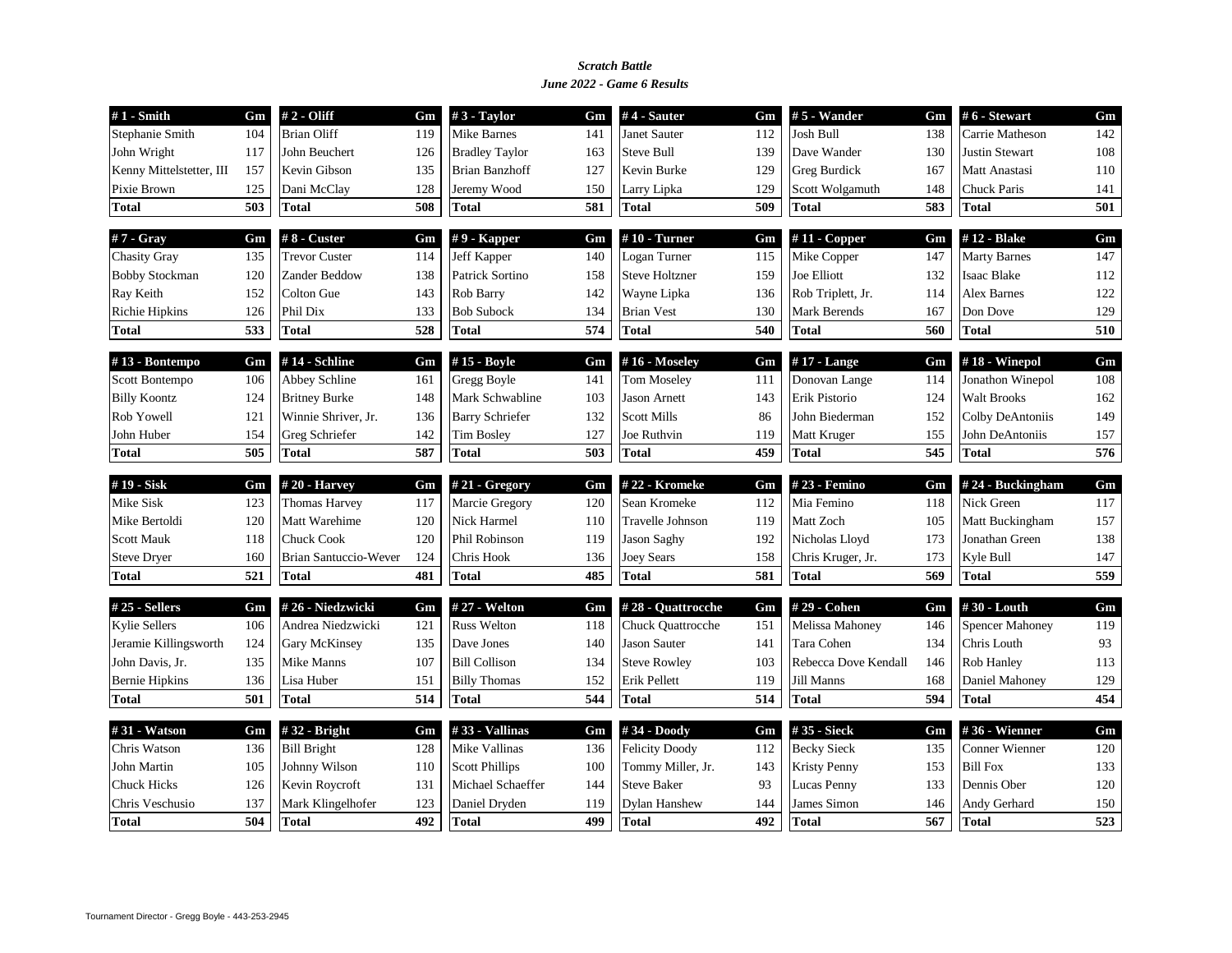***Scratch Battle***

***June 2022 - Game 6 Results***

| # 1 - Smith | Gm |
|---|---|
| Stephanie Smith | 104 |
| John Wright | 117 |
| Kenny Mittelstetter, III | 157 |
| Pixie Brown | 125 |
| **Total** | **503** |

| # 2 - Oliff | Gm |
|---|---|
| Brian Oliff | 119 |
| John Beuchert | 126 |
| Kevin Gibson | 135 |
| Dani McClay | 128 |
| **Total** | **508** |

| # 3 - Taylor | Gm |
|---|---|
| Mike Barnes | 141 |
| Bradley Taylor | 163 |
| Brian Banzhoff | 127 |
| Jeremy Wood | 150 |
| **Total** | **581** |

| # 4 - Sauter | Gm |
|---|---|
| Janet Sauter | 112 |
| Steve Bull | 139 |
| Kevin Burke | 129 |
| Larry Lipka | 129 |
| **Total** | **509** |

| # 5 - Wander | Gm |
|---|---|
| Josh Bull | 138 |
| Dave Wander | 130 |
| Greg Burdick | 167 |
| Scott Wolgamuth | 148 |
| **Total** | **583** |

| # 6 - Stewart | Gm |
|---|---|
| Carrie Matheson | 142 |
| Justin Stewart | 108 |
| Matt Anastasi | 110 |
| Chuck Paris | 141 |
| **Total** | **501** |

| # 7 - Gray | Gm |
|---|---|
| Chasity Gray | 135 |
| Bobby Stockman | 120 |
| Ray Keith | 152 |
| Richie Hipkins | 126 |
| **Total** | **533** |

| # 8 - Custer | Gm |
|---|---|
| Trevor Custer | 114 |
| Zander Beddow | 138 |
| Colton Gue | 143 |
| Phil Dix | 133 |
| **Total** | **528** |

| # 9 - Kapper | Gm |
|---|---|
| Jeff Kapper | 140 |
| Patrick Sortino | 158 |
| Rob Barry | 142 |
| Bob Subock | 134 |
| **Total** | **574** |

| # 10 - Turner | Gm |
|---|---|
| Logan Turner | 115 |
| Steve Holtzner | 159 |
| Wayne Lipka | 136 |
| Brian Vest | 130 |
| **Total** | **540** |

| # 11 - Copper | Gm |
|---|---|
| Mike Copper | 147 |
| Joe Elliott | 132 |
| Rob Triplett, Jr. | 114 |
| Mark Berends | 167 |
| **Total** | **560** |

| # 12 - Blake | Gm |
|---|---|
| Marty Barnes | 147 |
| Isaac Blake | 112 |
| Alex Barnes | 122 |
| Don Dove | 129 |
| **Total** | **510** |

| # 13 - Bontempo | Gm |
|---|---|
| Scott Bontempo | 106 |
| Billy Koontz | 124 |
| Rob Yowell | 121 |
| John Huber | 154 |
| **Total** | **505** |

| # 14 - Schline | Gm |
|---|---|
| Abbey Schline | 161 |
| Britney Burke | 148 |
| Winnie Shriver, Jr. | 136 |
| Greg Schriefer | 142 |
| **Total** | **587** |

| # 15 - Boyle | Gm |
|---|---|
| Gregg Boyle | 141 |
| Mark Schwabline | 103 |
| Barry Schriefer | 132 |
| Tim Bosley | 127 |
| **Total** | **503** |

| # 16 - Moseley | Gm |
|---|---|
| Tom Moseley | 111 |
| Jason Arnett | 143 |
| Scott Mills | 86 |
| Joe Ruthvin | 119 |
| **Total** | **459** |

| # 17 - Lange | Gm |
|---|---|
| Donovan Lange | 114 |
| Erik Pistorio | 124 |
| John Biederman | 152 |
| Matt Kruger | 155 |
| **Total** | **545** |

| # 18 - Winepol | Gm |
|---|---|
| Jonathon Winepol | 108 |
| Walt Brooks | 162 |
| Colby DeAntoniis | 149 |
| John DeAntoniis | 157 |
| **Total** | **576** |

| # 19 - Sisk | Gm |
|---|---|
| Mike Sisk | 123 |
| Mike Bertoldi | 120 |
| Scott Mauk | 118 |
| Steve Dryer | 160 |
| **Total** | **521** |

| # 20 - Harvey | Gm |
|---|---|
| Thomas Harvey | 117 |
| Matt Warehime | 120 |
| Chuck Cook | 120 |
| Brian Santuccio-Wever | 124 |
| **Total** | **481** |

| # 21 - Gregory | Gm |
|---|---|
| Marcie Gregory | 120 |
| Nick Harmel | 110 |
| Phil Robinson | 119 |
| Chris Hook | 136 |
| **Total** | **485** |

| # 22 - Kromeke | Gm |
|---|---|
| Sean Kromeke | 112 |
| Travelle Johnson | 119 |
| Jason Saghy | 192 |
| Joey Sears | 158 |
| **Total** | **581** |

| # 23 - Femino | Gm |
|---|---|
| Mia Femino | 118 |
| Matt Zoch | 105 |
| Nicholas Lloyd | 173 |
| Chris Kruger, Jr. | 173 |
| **Total** | **569** |

| # 24 - Buckingham | Gm |
|---|---|
| Nick Green | 117 |
| Matt Buckingham | 157 |
| Jonathan Green | 138 |
| Kyle Bull | 147 |
| **Total** | **559** |

| # 25 - Sellers | Gm |
|---|---|
| Kylie Sellers | 106 |
| Jeramie Killingsworth | 124 |
| John Davis, Jr. | 135 |
| Bernie Hipkins | 136 |
| **Total** | **501** |

| # 26 - Niedzwicki | Gm |
|---|---|
| Andrea Niedzwicki | 121 |
| Gary McKinsey | 135 |
| Mike Manns | 107 |
| Lisa Huber | 151 |
| **Total** | **514** |

| # 27 - Welton | Gm |
|---|---|
| Russ Welton | 118 |
| Dave Jones | 140 |
| Bill Collison | 134 |
| Billy Thomas | 152 |
| **Total** | **544** |

| # 28 - Quattrocche | Gm |
|---|---|
| Chuck Quattrocche | 151 |
| Jason Sauter | 141 |
| Steve Rowley | 103 |
| Erik Pellett | 119 |
| **Total** | **514** |

| # 29 - Cohen | Gm |
|---|---|
| Melissa Mahoney | 146 |
| Tara Cohen | 134 |
| Rebecca Dove Kendall | 146 |
| Jill Manns | 168 |
| **Total** | **594** |

| # 30 - Louth | Gm |
|---|---|
| Spencer Mahoney | 119 |
| Chris Louth | 93 |
| Rob Hanley | 113 |
| Daniel Mahoney | 129 |
| **Total** | **454** |

| # 31 - Watson | Gm |
|---|---|
| Chris Watson | 136 |
| John Martin | 105 |
| Chuck Hicks | 126 |
| Chris Veschusio | 137 |
| **Total** | **504** |

| # 32 - Bright | Gm |
|---|---|
| Bill Bright | 128 |
| Johnny Wilson | 110 |
| Kevin Roycroft | 131 |
| Mark Klingelhofer | 123 |
| **Total** | **492** |

| # 33 - Vallinas | Gm |
|---|---|
| Mike Vallinas | 136 |
| Scott Phillips | 100 |
| Michael Schaeffer | 144 |
| Daniel Dryden | 119 |
| **Total** | **499** |

| # 34 - Doody | Gm |
|---|---|
| Felicity Doody | 112 |
| Tommy Miller, Jr. | 143 |
| Steve Baker | 93 |
| Dylan Hanshew | 144 |
| **Total** | **492** |

| # 35 - Sieck | Gm |
|---|---|
| Becky Sieck | 135 |
| Kristy Penny | 153 |
| Lucas Penny | 133 |
| James Simon | 146 |
| **Total** | **567** |

| # 36 - Wienner | Gm |
|---|---|
| Conner Wienner | 120 |
| Bill Fox | 133 |
| Dennis Ober | 120 |
| Andy Gerhard | 150 |
| **Total** | **523** |

Tournament Director - Gregg Boyle - 443-253-2945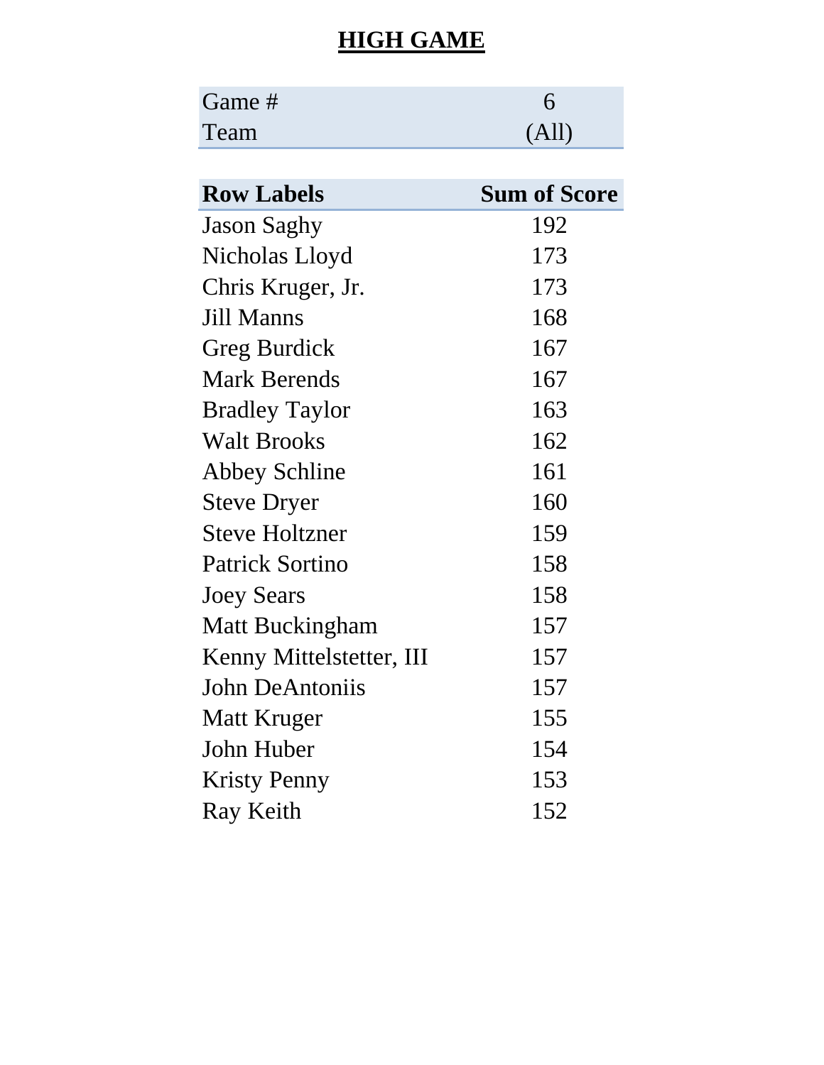# HIGH GAME

| | |
|---|---|
| Game # | 6 |
| Team | (All) |

| Row Labels | Sum of Score |
|---|---|
| Jason Saghy | 192 |
| Nicholas Lloyd | 173 |
| Chris Kruger, Jr. | 173 |
| Jill Manns | 168 |
| Greg Burdick | 167 |
| Mark Berends | 167 |
| Bradley Taylor | 163 |
| Walt Brooks | 162 |
| Abbey Schline | 161 |
| Steve Dryer | 160 |
| Steve Holtzner | 159 |
| Patrick Sortino | 158 |
| Joey Sears | 158 |
| Matt Buckingham | 157 |
| Kenny Mittelstetter, III | 157 |
| John DeAntoniis | 157 |
| Matt Kruger | 155 |
| John Huber | 154 |
| Kristy Penny | 153 |
| Ray Keith | 152 |